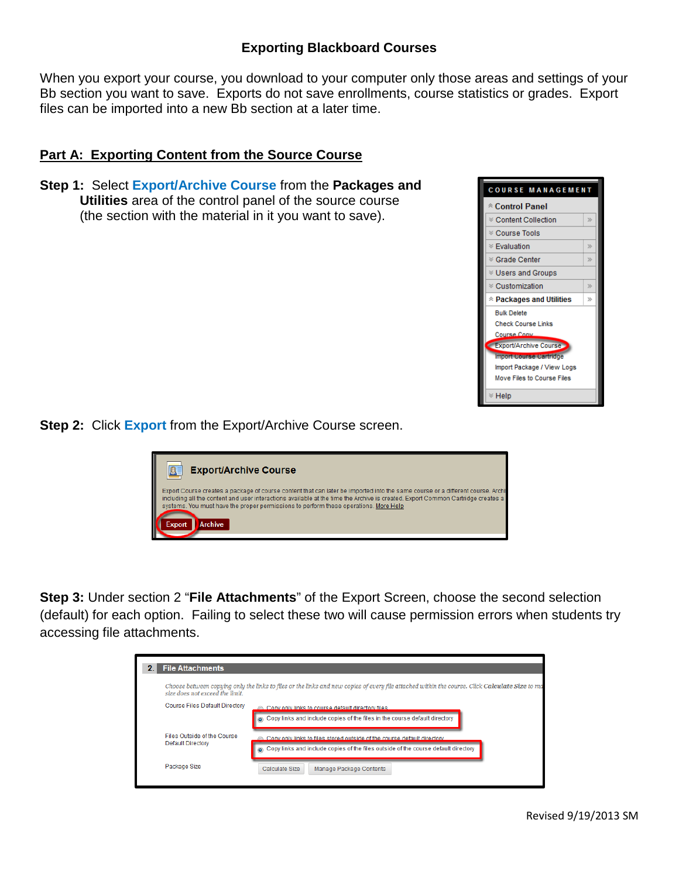# Exporting Blackboard Courses

When you export your course, you download to your computer only those areas and settings of your Bb section you want to save. Exports do not save enrollments, course statistics or grades. Export files can be imported into a new Bb section at a later time.

## Part A: Exporting Content from the Source Course

**Step 1:** Select **Export/Archive Course** from the **Packages and Utilities** area of the control panel of the source course (the section with the material in it you want to save).

**Step 2:** Click **Export** from the Export/Archive Course screen.

**Step 3:** Under section 2 "**File Attachments**" of the Export Screen, choose the second selection (default) for each option. Failing to select these two will cause permission errors when students try accessing file attachments.

Revised 9/19/2013 SM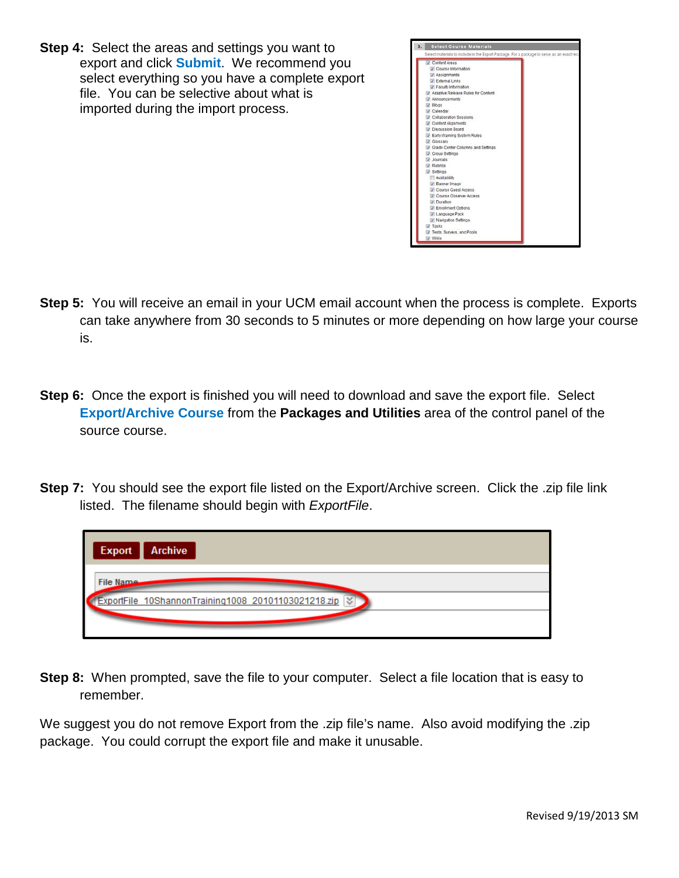**Step 4:** Select the areas and settings you want to export and click **Submit**. We recommend you select everything so you have a complete export file. You can be selective about what is imported during the import process.

**Step 5:** You will receive an email in your UCM email account when the process is complete. Exports can take anywhere from 30 seconds to 5 minutes or more depending on how large your course is.

**Step 6:** Once the export is finished you will need to download and save the export file. Select **Export/Archive Course** from the **Packages and Utilities** area of the control panel of the source course.

**Step 7:** You should see the export file listed on the Export/Archive screen. Click the .zip file link listed. The filename should begin with *ExportFile*.

**Step 8:** When prompted, save the file to your computer. Select a file location that is easy to remember.

We suggest you do not remove Export from the .zip file's name. Also avoid modifying the .zip package. You could corrupt the export file and make it unusable.

Revised 9/19/2013 SM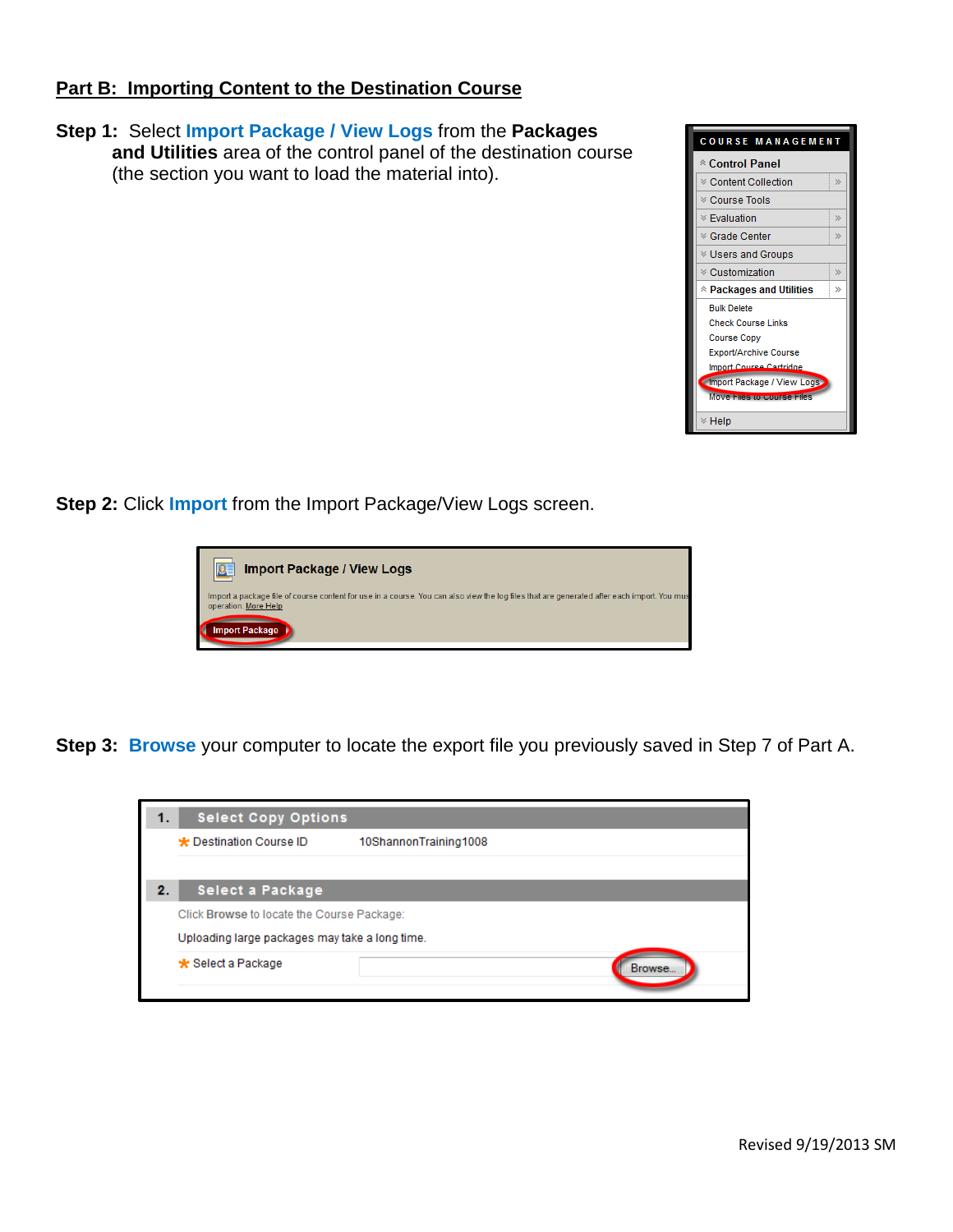## Part B: Importing Content to the Destination Course

**Step 1:** Select **Import Package / View Logs** from the **Packages and Utilities** area of the control panel of the destination course (the section you want to load the material into).

COURSE MANAGEMENT

- Control Panel
- Content Collection
- Course Tools
- Evaluation
- Grade Center
- Users and Groups
- Customization
- Packages and Utilities
  - Bulk Delete
  - Check Course Links
  - Course Copy
  - Export/Archive Course
  - Import Course Cartridge
  - Import Package / View Logs
  - Move Files to Course Files
- Help

**Step 2:** Click **Import** from the Import Package/View Logs screen.

**Import Package / View Logs**

Import a package file of course content for use in a course. You can also view the log files that are generated after each import. You mus operation. More Help

Import Package

**Step 3:** **Browse** your computer to locate the export file you previously saved in Step 7 of Part A.

**1. Select Copy Options**

* Destination Course ID 10ShannonTraining1008

**2. Select a Package**

Click Browse to locate the Course Package:

Uploading large packages may take a long time.

* Select a Package [Browse...]

Revised 9/19/2013 SM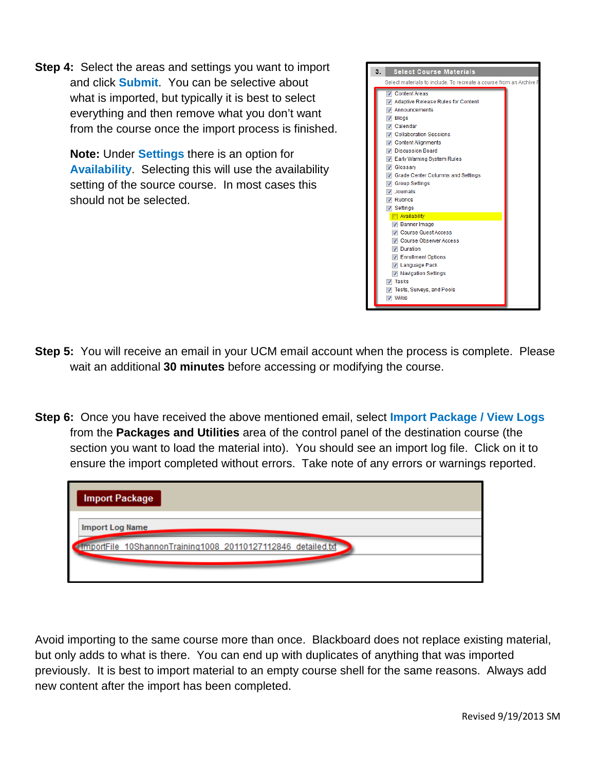**Step 4:** Select the areas and settings you want to import and click **Submit**. You can be selective about what is imported, but typically it is best to select everything and then remove what you don't want from the course once the import process is finished.

**Note:** Under **Settings** there is an option for **Availability**. Selecting this will use the availability setting of the source course. In most cases this should not be selected.

3. Select Course Materials

Select materials to include. To recreate a course from an Archive F

- Content Areas
- Adaptive Release Rules for Content
- Announcements
- Blogs
- Calendar
- Collaboration Sessions
- Content Alignments
- Discussion Board
- Early Warning System Rules
- Glossary
- Grade Center Columns and Settings
- Group Settings
- Journals
- Rubrics
- Settings
  - Availability
  - Banner Image
  - Course Guest Access
  - Course Observer Access
  - Duration
  - Enrollment Options
  - Language Pack
  - Navigation Settings
- Tasks
- Tests, Surveys, and Pools
- Wikis

**Step 5:** You will receive an email in your UCM email account when the process is complete. Please wait an additional **30 minutes** before accessing or modifying the course.

**Step 6:** Once you have received the above mentioned email, select **Import Package / View Logs** from the **Packages and Utilities** area of the control panel of the destination course (the section you want to load the material into). You should see an import log file. Click on it to ensure the import completed without errors. Take note of any errors or warnings reported.

Import Package

Import Log Name

ImportFile_10ShannonTraining1008_20110127112846_detailed.txt

Avoid importing to the same course more than once. Blackboard does not replace existing material, but only adds to what is there. You can end up with duplicates of anything that was imported previously. It is best to import material to an empty course shell for the same reasons. Always add new content after the import has been completed.

Revised 9/19/2013 SM